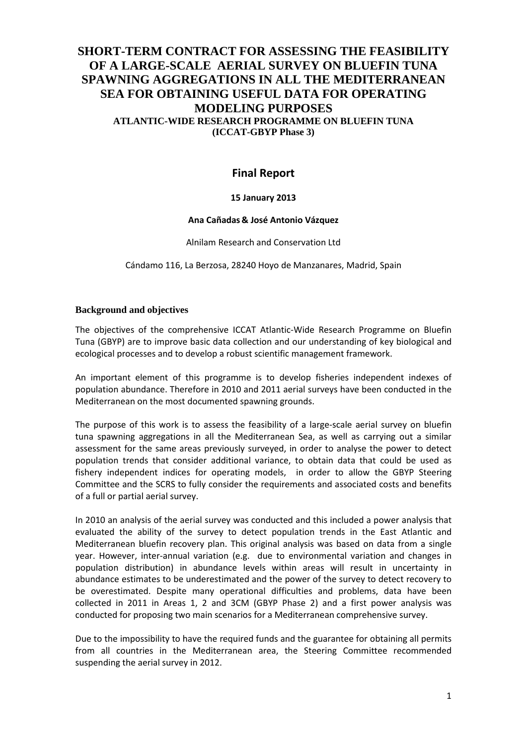# SHORT-TERM CONTRACT FOR ASSESSING THE FEASIBILITY OF A LARGE-SCALE AERIAL SURVEY ON BLUEFIN TUNA SPAWNING AGGREGATIONS IN ALL THE MEDITERRANEAN SEA FOR OBTAINING USEFUL DATA FOR OPERATING MODELING PURPOSES

**ATLANTIC-WIDE RESEARCH PROGRAMME ON BLUEFIN TUNA (ICCAT-GBYP Phase 3)**

## Final Report

**15 January 2013**

**Ana Cañadas & José Antonio Vázquez**

Alnilam Research and Conservation Ltd

Cándamo 116, La Berzosa, 28240 Hoyo de Manzanares, Madrid, Spain

### Background and objectives

The objectives of the comprehensive ICCAT Atlantic-Wide Research Programme on Bluefin Tuna (GBYP) are to improve basic data collection and our understanding of key biological and ecological processes and to develop a robust scientific management framework.

An important element of this programme is to develop fisheries independent indexes of population abundance. Therefore in 2010 and 2011 aerial surveys have been conducted in the Mediterranean on the most documented spawning grounds.

The purpose of this work is to assess the feasibility of a large-scale aerial survey on bluefin tuna spawning aggregations in all the Mediterranean Sea, as well as carrying out a similar assessment for the same areas previously surveyed, in order to analyse the power to detect population trends that consider additional variance, to obtain data that could be used as fishery independent indices for operating models, in order to allow the GBYP Steering Committee and the SCRS to fully consider the requirements and associated costs and benefits of a full or partial aerial survey.

In 2010 an analysis of the aerial survey was conducted and this included a power analysis that evaluated the ability of the survey to detect population trends in the East Atlantic and Mediterranean bluefin recovery plan. This original analysis was based on data from a single year. However, inter-annual variation (e.g. due to environmental variation and changes in population distribution) in abundance levels within areas will result in uncertainty in abundance estimates to be underestimated and the power of the survey to detect recovery to be overestimated. Despite many operational difficulties and problems, data have been collected in 2011 in Areas 1, 2 and 3CM (GBYP Phase 2) and a first power analysis was conducted for proposing two main scenarios for a Mediterranean comprehensive survey.

Due to the impossibility to have the required funds and the guarantee for obtaining all permits from all countries in the Mediterranean area, the Steering Committee recommended suspending the aerial survey in 2012.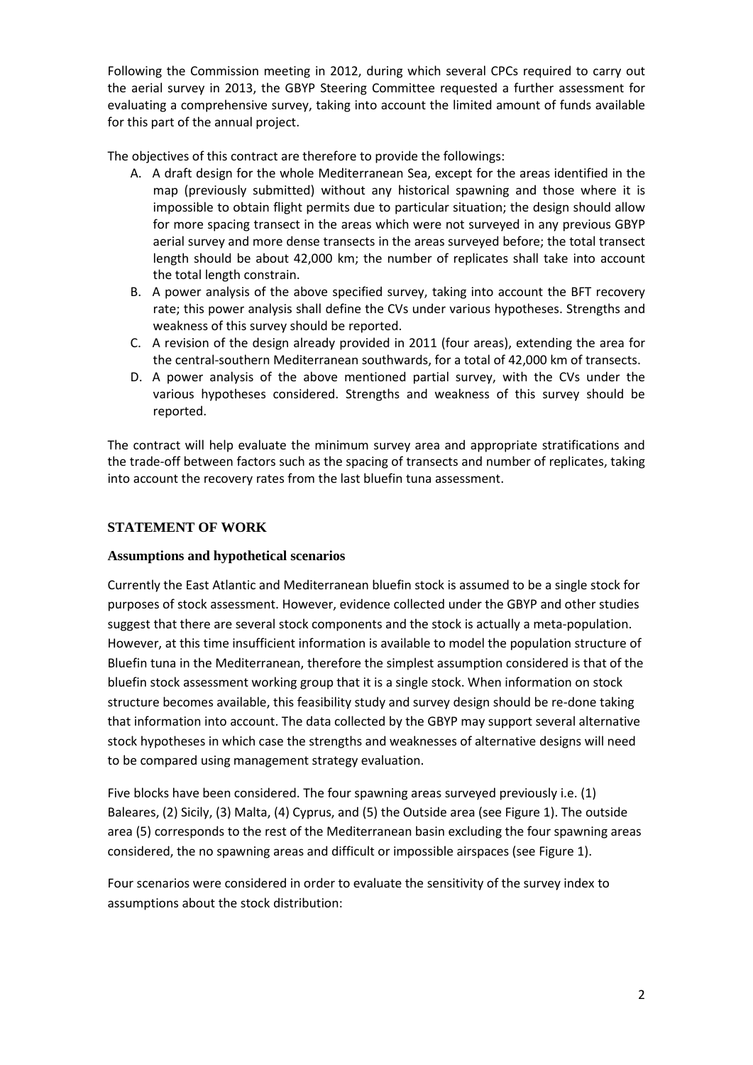Following the Commission meeting in 2012, during which several CPCs required to carry out the aerial survey in 2013, the GBYP Steering Committee requested a further assessment for evaluating a comprehensive survey, taking into account the limited amount of funds available for this part of the annual project.

The objectives of this contract are therefore to provide the followings:

A. A draft design for the whole Mediterranean Sea, except for the areas identified in the map (previously submitted) without any historical spawning and those where it is impossible to obtain flight permits due to particular situation; the design should allow for more spacing transect in the areas which were not surveyed in any previous GBYP aerial survey and more dense transects in the areas surveyed before; the total transect length should be about 42,000 km; the number of replicates shall take into account the total length constrain.
B. A power analysis of the above specified survey, taking into account the BFT recovery rate; this power analysis shall define the CVs under various hypotheses. Strengths and weakness of this survey should be reported.
C. A revision of the design already provided in 2011 (four areas), extending the area for the central-southern Mediterranean southwards, for a total of 42,000 km of transects.
D. A power analysis of the above mentioned partial survey, with the CVs under the various hypotheses considered. Strengths and weakness of this survey should be reported.

The contract will help evaluate the minimum survey area and appropriate stratifications and the trade-off between factors such as the spacing of transects and number of replicates, taking into account the recovery rates from the last bluefin tuna assessment.

## STATEMENT OF WORK

### Assumptions and hypothetical scenarios

Currently the East Atlantic and Mediterranean bluefin stock is assumed to be a single stock for purposes of stock assessment. However, evidence collected under the GBYP and other studies suggest that there are several stock components and the stock is actually a meta-population. However, at this time insufficient information is available to model the population structure of Bluefin tuna in the Mediterranean, therefore the simplest assumption considered is that of the bluefin stock assessment working group that it is a single stock. When information on stock structure becomes available, this feasibility study and survey design should be re-done taking that information into account. The data collected by the GBYP may support several alternative stock hypotheses in which case the strengths and weaknesses of alternative designs will need to be compared using management strategy evaluation.

Five blocks have been considered. The four spawning areas surveyed previously i.e. (1) Baleares, (2) Sicily, (3) Malta, (4) Cyprus, and (5) the Outside area (see Figure 1). The outside area (5) corresponds to the rest of the Mediterranean basin excluding the four spawning areas considered, the no spawning areas and difficult or impossible airspaces (see Figure 1).

Four scenarios were considered in order to evaluate the sensitivity of the survey index to assumptions about the stock distribution: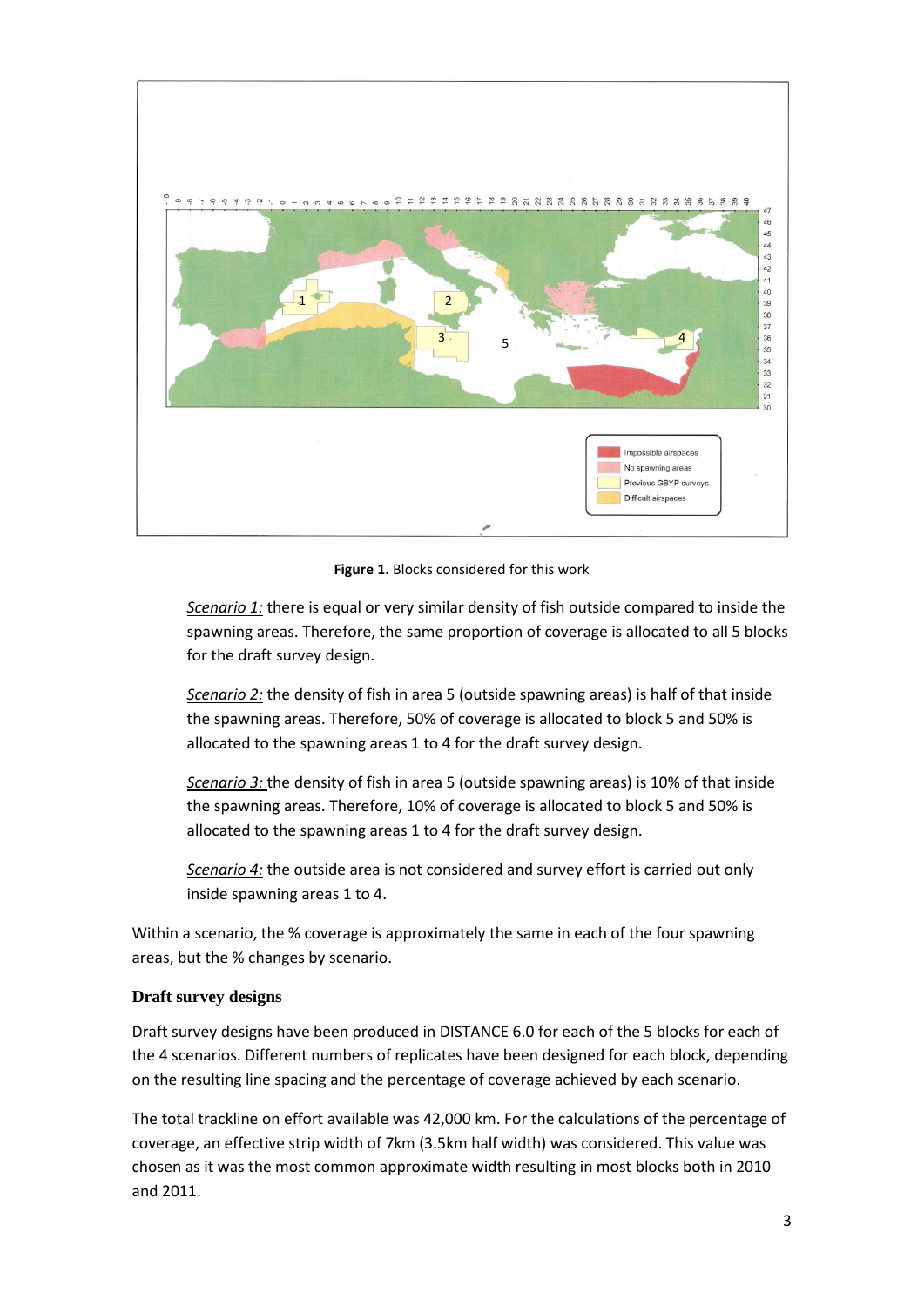**Figure 1.** Blocks considered for this work

*Scenario 1:* there is equal or very similar density of fish outside compared to inside the spawning areas. Therefore, the same proportion of coverage is allocated to all 5 blocks for the draft survey design.

*Scenario 2:* the density of fish in area 5 (outside spawning areas) is half of that inside the spawning areas. Therefore, 50% of coverage is allocated to block 5 and 50% is allocated to the spawning areas 1 to 4 for the draft survey design.

*Scenario 3:* the density of fish in area 5 (outside spawning areas) is 10% of that inside the spawning areas. Therefore, 10% of coverage is allocated to block 5 and 50% is allocated to the spawning areas 1 to 4 for the draft survey design.

*Scenario 4:* the outside area is not considered and survey effort is carried out only inside spawning areas 1 to 4.

Within a scenario, the % coverage is approximately the same in each of the four spawning areas, but the % changes by scenario.

### Draft survey designs

Draft survey designs have been produced in DISTANCE 6.0 for each of the 5 blocks for each of the 4 scenarios. Different numbers of replicates have been designed for each block, depending on the resulting line spacing and the percentage of coverage achieved by each scenario.

The total trackline on effort available was 42,000 km. For the calculations of the percentage of coverage, an effective strip width of 7km (3.5km half width) was considered. This value was chosen as it was the most common approximate width resulting in most blocks both in 2010 and 2011.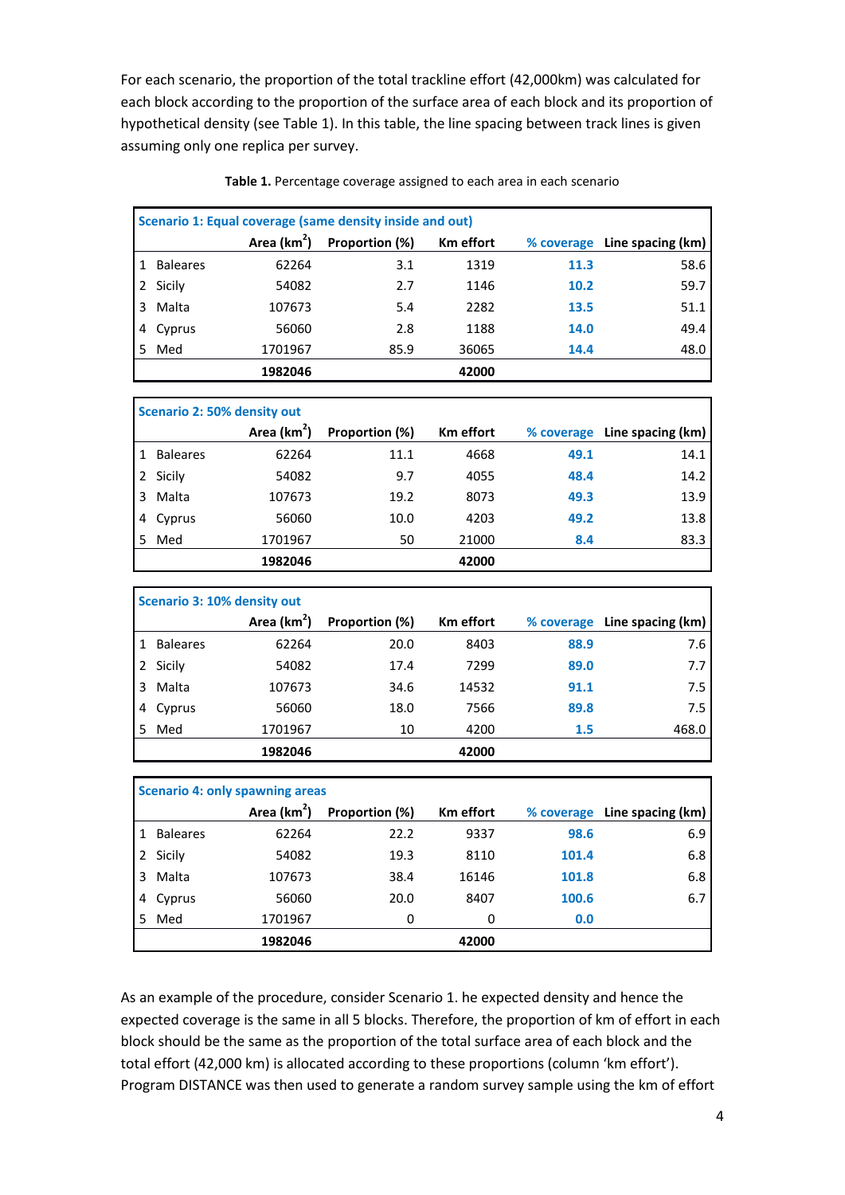For each scenario, the proportion of the total trackline effort (42,000km) was calculated for each block according to the proportion of the surface area of each block and its proportion of hypothetical density (see Table 1). In this table, the line spacing between track lines is given assuming only one replica per survey.

**Table 1.** Percentage coverage assigned to each area in each scenario

| Scenario 1: Equal coverage (same density inside and out) | | | | | | |
|---|---|---|---|---|---|---|
| | | Area ($km^2$) | Proportion (%) | Km effort | % coverage | Line spacing (km) |
| 1 | Baleares | 62264 | 3.1 | 1319 | **11.3** | 58.6 |
| 2 | Sicily | 54082 | 2.7 | 1146 | **10.2** | 59.7 |
| 3 | Malta | 107673 | 5.4 | 2282 | **13.5** | 51.1 |
| 4 | Cyprus | 56060 | 2.8 | 1188 | **14.0** | 49.4 |
| 5 | Med | 1701967 | 85.9 | 36065 | **14.4** | 48.0 |
| | | **1982046** | | **42000** | | |

| Scenario 2: 50% density out | | | | | | |
|---|---|---|---|---|---|---|
| | | Area ($km^2$) | Proportion (%) | Km effort | % coverage | Line spacing (km) |
| 1 | Baleares | 62264 | 11.1 | 4668 | **49.1** | 14.1 |
| 2 | Sicily | 54082 | 9.7 | 4055 | **48.4** | 14.2 |
| 3 | Malta | 107673 | 19.2 | 8073 | **49.3** | 13.9 |
| 4 | Cyprus | 56060 | 10.0 | 4203 | **49.2** | 13.8 |
| 5 | Med | 1701967 | 50 | 21000 | **8.4** | 83.3 |
| | | **1982046** | | **42000** | | |

| Scenario 3: 10% density out | | | | | | |
|---|---|---|---|---|---|---|
| | | Area ($km^2$) | Proportion (%) | Km effort | % coverage | Line spacing (km) |
| 1 | Baleares | 62264 | 20.0 | 8403 | **88.9** | 7.6 |
| 2 | Sicily | 54082 | 17.4 | 7299 | **89.0** | 7.7 |
| 3 | Malta | 107673 | 34.6 | 14532 | **91.1** | 7.5 |
| 4 | Cyprus | 56060 | 18.0 | 7566 | **89.8** | 7.5 |
| 5 | Med | 1701967 | 10 | 4200 | **1.5** | 468.0 |
| | | **1982046** | | **42000** | | |

| Scenario 4: only spawning areas | | | | | | |
|---|---|---|---|---|---|---|
| | | Area ($km^2$) | Proportion (%) | Km effort | % coverage | Line spacing (km) |
| 1 | Baleares | 62264 | 22.2 | 9337 | **98.6** | 6.9 |
| 2 | Sicily | 54082 | 19.3 | 8110 | **101.4** | 6.8 |
| 3 | Malta | 107673 | 38.4 | 16146 | **101.8** | 6.8 |
| 4 | Cyprus | 56060 | 20.0 | 8407 | **100.6** | 6.7 |
| 5 | Med | 1701967 | 0 | 0 | **0.0** | |
| | | **1982046** | | **42000** | | |

As an example of the procedure, consider Scenario 1. he expected density and hence the expected coverage is the same in all 5 blocks. Therefore, the proportion of km of effort in each block should be the same as the proportion of the total surface area of each block and the total effort (42,000 km) is allocated according to these proportions (column 'km effort'). Program DISTANCE was then used to generate a random survey sample using the km of effort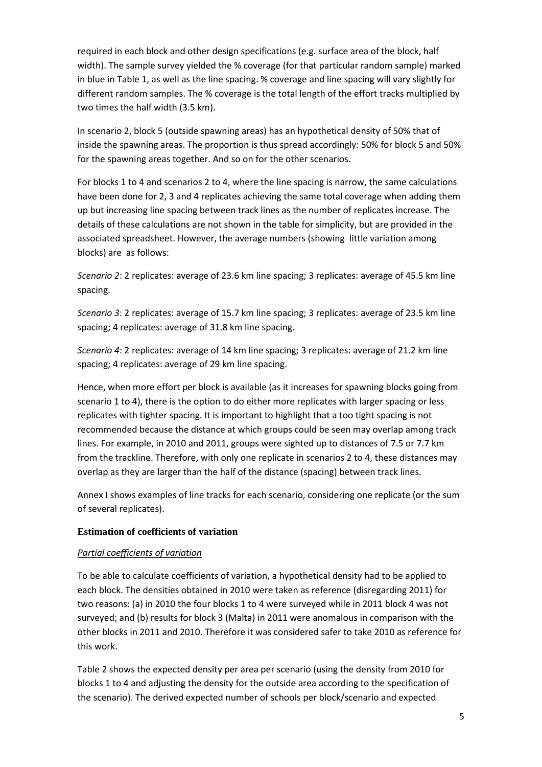required in each block and other design specifications (e.g. surface area of the block, half width). The sample survey yielded the % coverage (for that particular random sample) marked in blue in Table 1, as well as the line spacing. % coverage and line spacing will vary slightly for different random samples. The % coverage is the total length of the effort tracks multiplied by two times the half width (3.5 km).

In scenario 2, block 5 (outside spawning areas) has an hypothetical density of 50% that of inside the spawning areas. The proportion is thus spread accordingly: 50% for block 5 and 50% for the spawning areas together. And so on for the other scenarios.

For blocks 1 to 4 and scenarios 2 to 4, where the line spacing is narrow, the same calculations have been done for 2, 3 and 4 replicates achieving the same total coverage when adding them up but increasing line spacing between track lines as the number of replicates increase. The details of these calculations are not shown in the table for simplicity, but are provided in the associated spreadsheet. However, the average numbers (showing little variation among blocks) are as follows:

*Scenario 2*: 2 replicates: average of 23.6 km line spacing; 3 replicates: average of 45.5 km line spacing.

*Scenario 3*: 2 replicates: average of 15.7 km line spacing; 3 replicates: average of 23.5 km line spacing; 4 replicates: average of 31.8 km line spacing.

*Scenario 4*: 2 replicates: average of 14 km line spacing; 3 replicates: average of 21.2 km line spacing; 4 replicates: average of 29 km line spacing.

Hence, when more effort per block is available (as it increases for spawning blocks going from scenario 1 to 4), there is the option to do either more replicates with larger spacing or less replicates with tighter spacing. It is important to highlight that a too tight spacing is not recommended because the distance at which groups could be seen may overlap among track lines. For example, in 2010 and 2011, groups were sighted up to distances of 7.5 or 7.7 km from the trackline. Therefore, with only one replicate in scenarios 2 to 4, these distances may overlap as they are larger than the half of the distance (spacing) between track lines.

Annex I shows examples of line tracks for each scenario, considering one replicate (or the sum of several replicates).

## Estimation of coefficients of variation

### *Partial coefficients of variation*

To be able to calculate coefficients of variation, a hypothetical density had to be applied to each block. The densities obtained in 2010 were taken as reference (disregarding 2011) for two reasons: (a) in 2010 the four blocks 1 to 4 were surveyed while in 2011 block 4 was not surveyed; and (b) results for block 3 (Malta) in 2011 were anomalous in comparison with the other blocks in 2011 and 2010. Therefore it was considered safer to take 2010 as reference for this work.

Table 2 shows the expected density per area per scenario (using the density from 2010 for blocks 1 to 4 and adjusting the density for the outside area according to the specification of the scenario). The derived expected number of schools per block/scenario and expected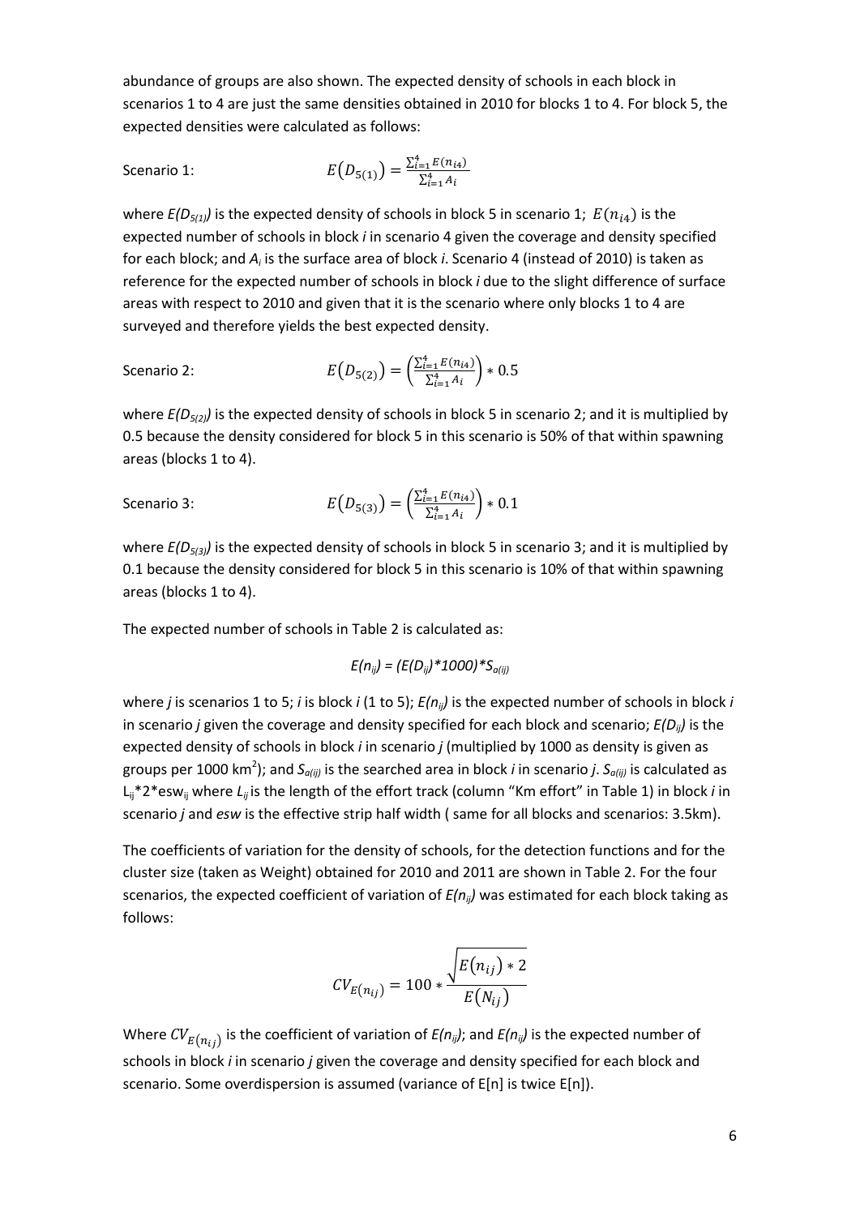abundance of groups are also shown. The expected density of schools in each block in scenarios 1 to 4 are just the same densities obtained in 2010 for blocks 1 to 4. For block 5, the expected densities were calculated as follows:

Scenario 1:
$$E\left(D_{5(1)}\right) = \frac{\sum_{i=1}^{4} E(n_{i4})}{\sum_{i=1}^{4} A_i}$$

where $E(D_{5(1)})$ is the expected density of schools in block 5 in scenario 1; $E(n_{i4})$ is the expected number of schools in block *i* in scenario 4 given the coverage and density specified for each block; and $A_i$ is the surface area of block *i*. Scenario 4 (instead of 2010) is taken as reference for the expected number of schools in block *i* due to the slight difference of surface areas with respect to 2010 and given that it is the scenario where only blocks 1 to 4 are surveyed and therefore yields the best expected density.

Scenario 2:
$$E\left(D_{5(2)}\right) = \left(\frac{\sum_{i=1}^{4} E(n_{i4})}{\sum_{i=1}^{4} A_i}\right) * 0.5$$

where $E(D_{5(2)})$ is the expected density of schools in block 5 in scenario 2; and it is multiplied by 0.5 because the density considered for block 5 in this scenario is 50% of that within spawning areas (blocks 1 to 4).

Scenario 3:
$$E\left(D_{5(3)}\right) = \left(\frac{\sum_{i=1}^{4} E(n_{i4})}{\sum_{i=1}^{4} A_i}\right) * 0.1$$

where $E(D_{5(3)})$ is the expected density of schools in block 5 in scenario 3; and it is multiplied by 0.1 because the density considered for block 5 in this scenario is 10% of that within spawning areas (blocks 1 to 4).

The expected number of schools in Table 2 is calculated as:

$$E(n_{ij}) = (E(D_{ij})*1000)*S_{a(ij)}$$

where *j* is scenarios 1 to 5; *i* is block *i* (1 to 5); $E(n_{ij})$ is the expected number of schools in block *i* in scenario *j* given the coverage and density specified for each block and scenario; $E(D_{ij})$ is the expected density of schools in block *i* in scenario *j* (multiplied by 1000 as density is given as groups per 1000 km$^2$); and $S_{a(ij)}$ is the searched area in block *i* in scenario *j*. $S_{a(ij)}$ is calculated as $L_{ij}*2*esw_{ij}$ where $L_{ij}$ is the length of the effort track (column "Km effort" in Table 1) in block *i* in scenario *j* and *esw* is the effective strip half width ( same for all blocks and scenarios: 3.5km).

The coefficients of variation for the density of schools, for the detection functions and for the cluster size (taken as Weight) obtained for 2010 and 2011 are shown in Table 2. For the four scenarios, the expected coefficient of variation of $E(n_{ij})$ was estimated for each block taking as follows:

$$CV_{E(n_{ij})} = 100 * \frac{\sqrt{E(n_{ij}) * 2}}{E(N_{ij})}$$

Where $CV_{E(n_{ij})}$ is the coefficient of variation of $E(n_{ij})$; and $E(n_{ij})$ is the expected number of schools in block *i* in scenario *j* given the coverage and density specified for each block and scenario. Some overdispersion is assumed (variance of E[n] is twice E[n]).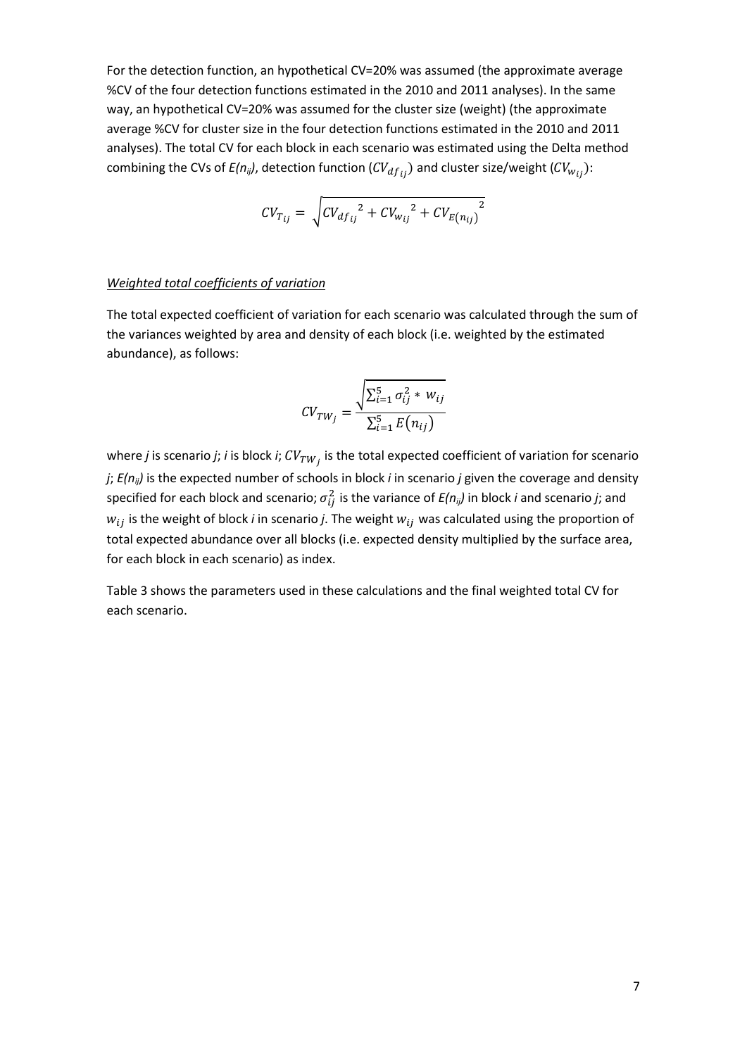For the detection function, an hypothetical CV=20% was assumed (the approximate average %CV of the four detection functions estimated in the 2010 and 2011 analyses). In the same way, an hypothetical CV=20% was assumed for the cluster size (weight) (the approximate average %CV for cluster size in the four detection functions estimated in the 2010 and 2011 analyses). The total CV for each block in each scenario was estimated using the Delta method combining the CVs of $E(n_{ij})$, detection function ($CV_{df_{ij}}$) and cluster size/weight ($CV_{w_{ij}}$):

$$CV_{T_{ij}} = \sqrt{{CV_{df_{ij}}}^2 + {CV_{w_{ij}}}^2 + {CV_{E(n_{ij})}}^2}$$

*Weighted total coefficients of variation*

The total expected coefficient of variation for each scenario was calculated through the sum of the variances weighted by area and density of each block (i.e. weighted by the estimated abundance), as follows:

$$CV_{TW_j} = \frac{\sqrt{\sum_{i=1}^{5} \sigma_{ij}^2 * w_{ij}}}{\sum_{i=1}^{5} E(n_{ij})}$$

where *j* is scenario *j*; *i* is block *i*; $CV_{TW_j}$ is the total expected coefficient of variation for scenario *j*; $E(n_{ij})$ is the expected number of schools in block *i* in scenario *j* given the coverage and density specified for each block and scenario; $\sigma_{ij}^2$ is the variance of $E(n_{ij})$ in block *i* and scenario *j*; and $w_{ij}$ is the weight of block *i* in scenario *j*. The weight $w_{ij}$ was calculated using the proportion of total expected abundance over all blocks (i.e. expected density multiplied by the surface area, for each block in each scenario) as index.

Table 3 shows the parameters used in these calculations and the final weighted total CV for each scenario.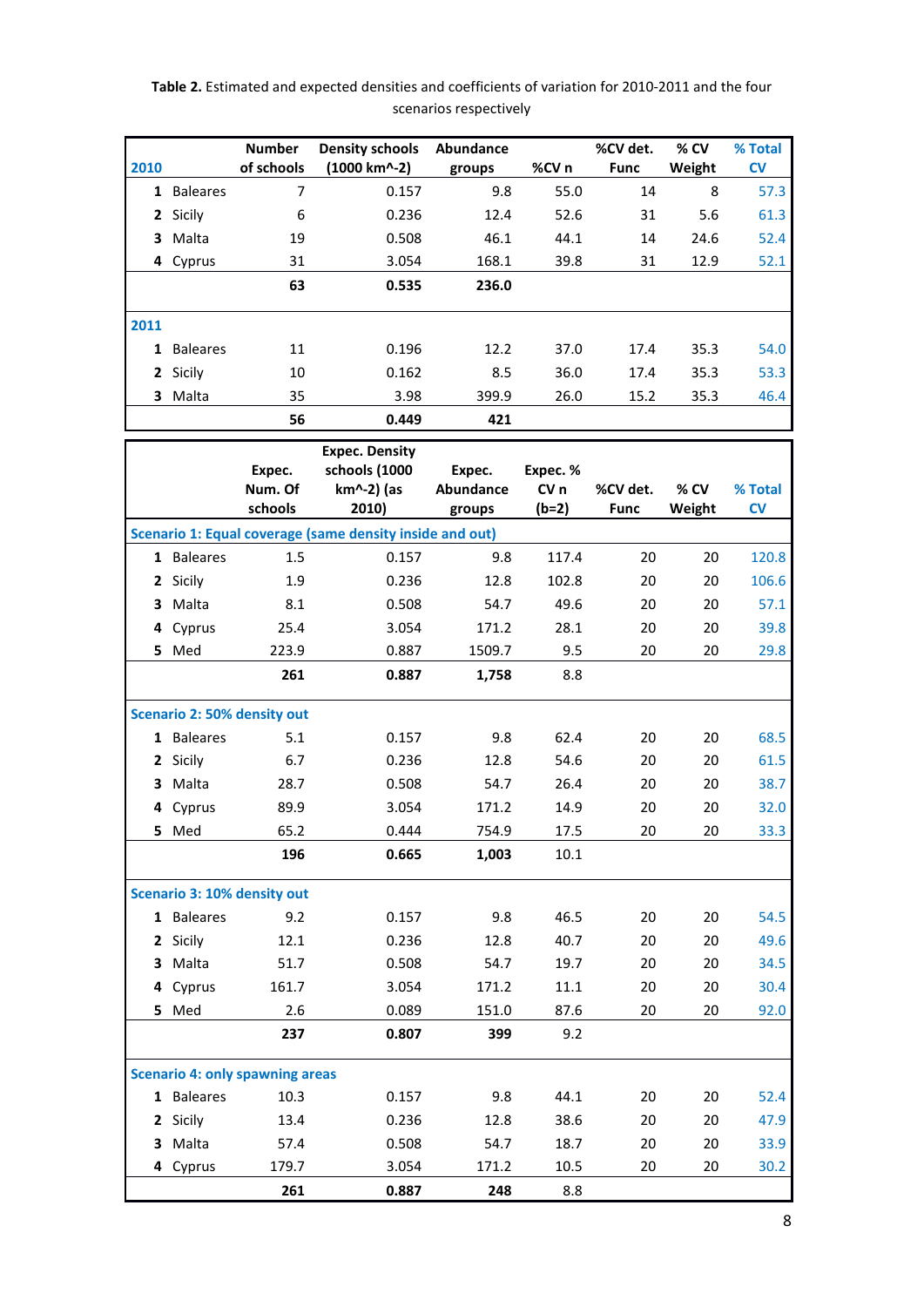**Table 2.** Estimated and expected densities and coefficients of variation for 2010-2011 and the four scenarios respectively

| 2010 | | Number of schools | Density schools (1000 km^-2) | Abundance groups | %CV n | %CV det. Func | % CV Weight | % Total CV |
|---|---|---|---|---|---|---|---|---|
| 1 | Baleares | 7 | 0.157 | 9.8 | 55.0 | 14 | 8 | 57.3 |
| 2 | Sicily | 6 | 0.236 | 12.4 | 52.6 | 31 | 5.6 | 61.3 |
| 3 | Malta | 19 | 0.508 | 46.1 | 44.1 | 14 | 24.6 | 52.4 |
| 4 | Cyprus | 31 | 3.054 | 168.1 | 39.8 | 31 | 12.9 | 52.1 |
| | | **63** | **0.535** | **236.0** | | | | |
| **2011** | | | | | | | | |
| 1 | Baleares | 11 | 0.196 | 12.2 | 37.0 | 17.4 | 35.3 | 54.0 |
| 2 | Sicily | 10 | 0.162 | 8.5 | 36.0 | 17.4 | 35.3 | 53.3 |
| 3 | Malta | 35 | 3.98 | 399.9 | 26.0 | 15.2 | 35.3 | 46.4 |
| | | **56** | **0.449** | **421** | | | | |

| | | Expec. Num. Of schools | Expec. Density schools (1000 km^-2) (as 2010) | Expec. Abundance groups | Expec. % CV n (b=2) | %CV det. Func | % CV Weight | % Total CV |
|---|---|---|---|---|---|---|---|---|
| **Scenario 1: Equal coverage (same density inside and out)** | | | | | | | | |
| 1 | Baleares | 1.5 | 0.157 | 9.8 | 117.4 | 20 | 20 | 120.8 |
| 2 | Sicily | 1.9 | 0.236 | 12.8 | 102.8 | 20 | 20 | 106.6 |
| 3 | Malta | 8.1 | 0.508 | 54.7 | 49.6 | 20 | 20 | 57.1 |
| 4 | Cyprus | 25.4 | 3.054 | 171.2 | 28.1 | 20 | 20 | 39.8 |
| 5 | Med | 223.9 | 0.887 | 1509.7 | 9.5 | 20 | 20 | 29.8 |
| | | **261** | **0.887** | **1,758** | 8.8 | | | |
| **Scenario 2: 50% density out** | | | | | | | | |
| 1 | Baleares | 5.1 | 0.157 | 9.8 | 62.4 | 20 | 20 | 68.5 |
| 2 | Sicily | 6.7 | 0.236 | 12.8 | 54.6 | 20 | 20 | 61.5 |
| 3 | Malta | 28.7 | 0.508 | 54.7 | 26.4 | 20 | 20 | 38.7 |
| 4 | Cyprus | 89.9 | 3.054 | 171.2 | 14.9 | 20 | 20 | 32.0 |
| 5 | Med | 65.2 | 0.444 | 754.9 | 17.5 | 20 | 20 | 33.3 |
| | | **196** | **0.665** | **1,003** | 10.1 | | | |
| **Scenario 3: 10% density out** | | | | | | | | |
| 1 | Baleares | 9.2 | 0.157 | 9.8 | 46.5 | 20 | 20 | 54.5 |
| 2 | Sicily | 12.1 | 0.236 | 12.8 | 40.7 | 20 | 20 | 49.6 |
| 3 | Malta | 51.7 | 0.508 | 54.7 | 19.7 | 20 | 20 | 34.5 |
| 4 | Cyprus | 161.7 | 3.054 | 171.2 | 11.1 | 20 | 20 | 30.4 |
| 5 | Med | 2.6 | 0.089 | 151.0 | 87.6 | 20 | 20 | 92.0 |
| | | **237** | **0.807** | **399** | 9.2 | | | |
| **Scenario 4: only spawning areas** | | | | | | | | |
| 1 | Baleares | 10.3 | 0.157 | 9.8 | 44.1 | 20 | 20 | 52.4 |
| 2 | Sicily | 13.4 | 0.236 | 12.8 | 38.6 | 20 | 20 | 47.9 |
| 3 | Malta | 57.4 | 0.508 | 54.7 | 18.7 | 20 | 20 | 33.9 |
| 4 | Cyprus | 179.7 | 3.054 | 171.2 | 10.5 | 20 | 20 | 30.2 |
| | | **261** | **0.887** | **248** | 8.8 | | | |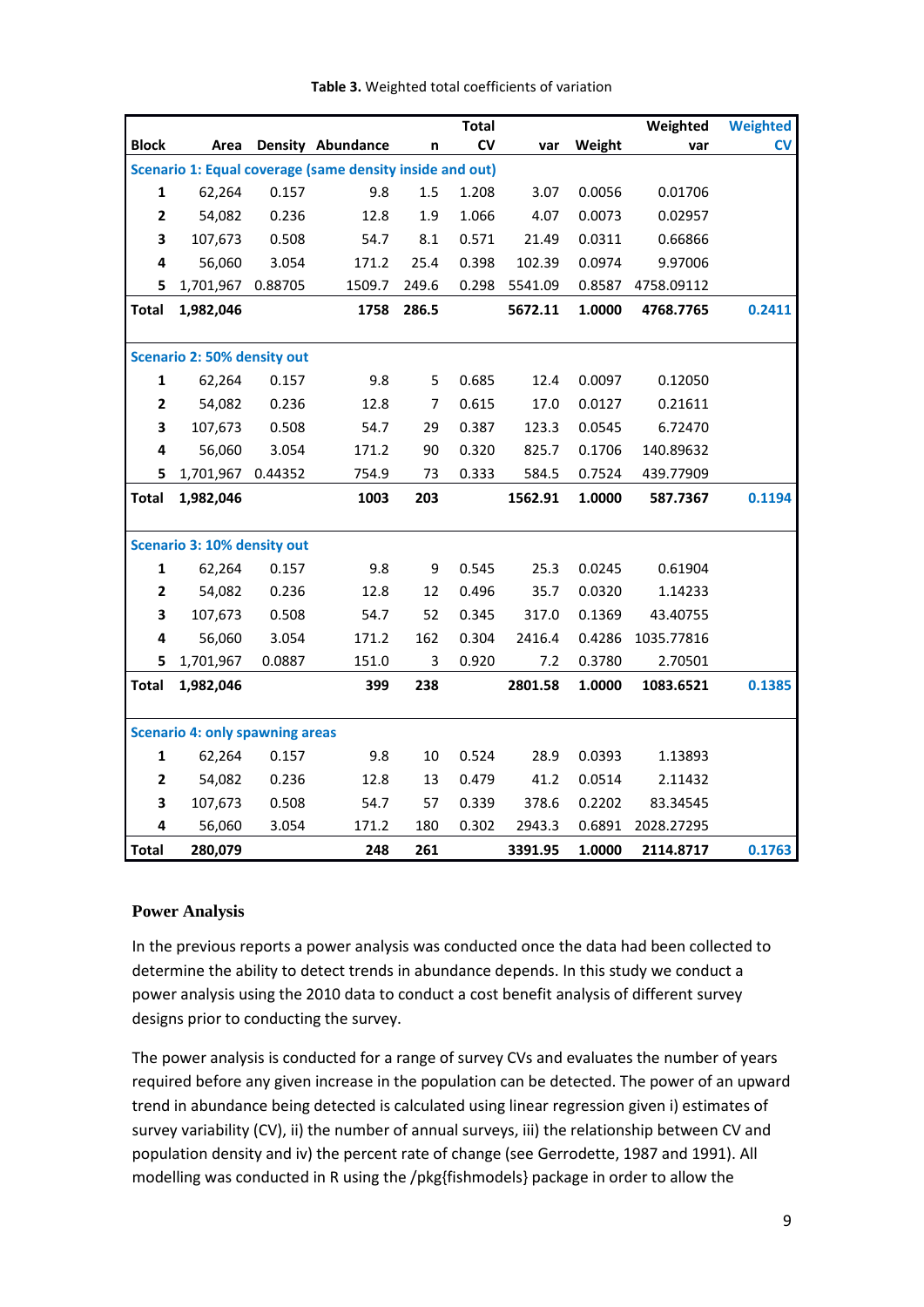**Table 3.** Weighted total coefficients of variation

| Block | Area | Density | Abundance | n | Total CV | var | Weight | Weighted var | Weighted CV |
|---|---|---|---|---|---|---|---|---|---|
| **Scenario 1: Equal coverage (same density inside and out)** | | | | | | | | | |
| 1 | 62,264 | 0.157 | 9.8 | 1.5 | 1.208 | 3.07 | 0.0056 | 0.01706 | |
| 2 | 54,082 | 0.236 | 12.8 | 1.9 | 1.066 | 4.07 | 0.0073 | 0.02957 | |
| 3 | 107,673 | 0.508 | 54.7 | 8.1 | 0.571 | 21.49 | 0.0311 | 0.66866 | |
| 4 | 56,060 | 3.054 | 171.2 | 25.4 | 0.398 | 102.39 | 0.0974 | 9.97006 | |
| 5 | 1,701,967 | 0.88705 | 1509.7 | 249.6 | 0.298 | 5541.09 | 0.8587 | 4758.09112 | |
| **Total** | **1,982,046** | | **1758** | **286.5** | | **5672.11** | **1.0000** | **4768.7765** | **0.2411** |
| **Scenario 2: 50% density out** | | | | | | | | | |
| 1 | 62,264 | 0.157 | 9.8 | 5 | 0.685 | 12.4 | 0.0097 | 0.12050 | |
| 2 | 54,082 | 0.236 | 12.8 | 7 | 0.615 | 17.0 | 0.0127 | 0.21611 | |
| 3 | 107,673 | 0.508 | 54.7 | 29 | 0.387 | 123.3 | 0.0545 | 6.72470 | |
| 4 | 56,060 | 3.054 | 171.2 | 90 | 0.320 | 825.7 | 0.1706 | 140.89632 | |
| 5 | 1,701,967 | 0.44352 | 754.9 | 73 | 0.333 | 584.5 | 0.7524 | 439.77909 | |
| **Total** | **1,982,046** | | **1003** | **203** | | **1562.91** | **1.0000** | **587.7367** | **0.1194** |
| **Scenario 3: 10% density out** | | | | | | | | | |
| 1 | 62,264 | 0.157 | 9.8 | 9 | 0.545 | 25.3 | 0.0245 | 0.61904 | |
| 2 | 54,082 | 0.236 | 12.8 | 12 | 0.496 | 35.7 | 0.0320 | 1.14233 | |
| 3 | 107,673 | 0.508 | 54.7 | 52 | 0.345 | 317.0 | 0.1369 | 43.40755 | |
| 4 | 56,060 | 3.054 | 171.2 | 162 | 0.304 | 2416.4 | 0.4286 | 1035.77816 | |
| 5 | 1,701,967 | 0.0887 | 151.0 | 3 | 0.920 | 7.2 | 0.3780 | 2.70501 | |
| **Total** | **1,982,046** | | **399** | **238** | | **2801.58** | **1.0000** | **1083.6521** | **0.1385** |
| **Scenario 4: only spawning areas** | | | | | | | | | |
| 1 | 62,264 | 0.157 | 9.8 | 10 | 0.524 | 28.9 | 0.0393 | 1.13893 | |
| 2 | 54,082 | 0.236 | 12.8 | 13 | 0.479 | 41.2 | 0.0514 | 2.11432 | |
| 3 | 107,673 | 0.508 | 54.7 | 57 | 0.339 | 378.6 | 0.2202 | 83.34545 | |
| 4 | 56,060 | 3.054 | 171.2 | 180 | 0.302 | 2943.3 | 0.6891 | 2028.27295 | |
| **Total** | **280,079** | | **248** | **261** | | **3391.95** | **1.0000** | **2114.8717** | **0.1763** |

## Power Analysis

In the previous reports a power analysis was conducted once the data had been collected to determine the ability to detect trends in abundance depends. In this study we conduct a power analysis using the 2010 data to conduct a cost benefit analysis of different survey designs prior to conducting the survey.

The power analysis is conducted for a range of survey CVs and evaluates the number of years required before any given increase in the population can be detected. The power of an upward trend in abundance being detected is calculated using linear regression given i) estimates of survey variability (CV), ii) the number of annual surveys, iii) the relationship between CV and population density and iv) the percent rate of change (see Gerrodette, 1987 and 1991). All modelling was conducted in R using the /pkg{fishmodels} package in order to allow the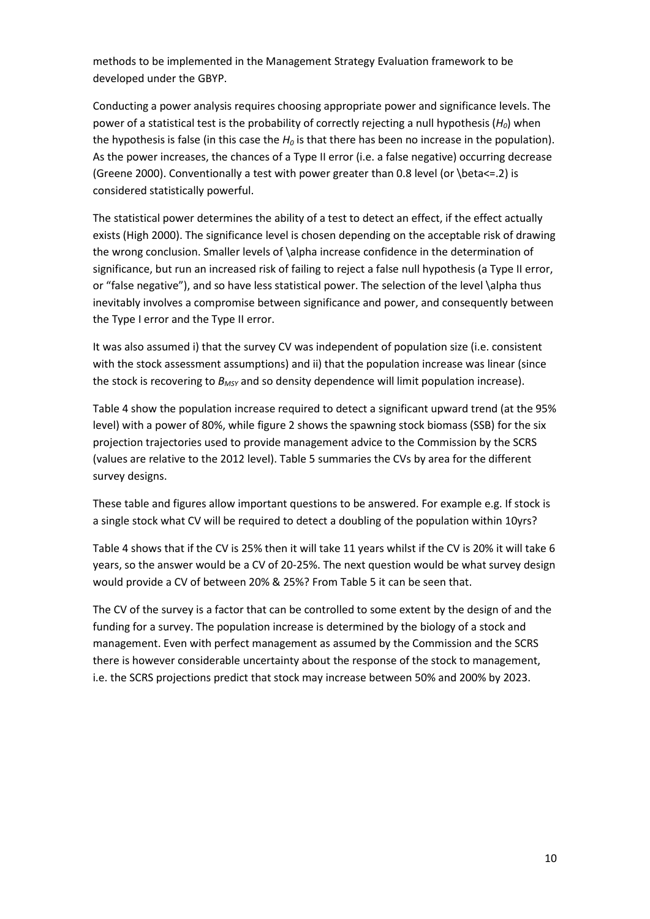methods to be implemented in the Management Strategy Evaluation framework to be developed under the GBYP.

Conducting a power analysis requires choosing appropriate power and significance levels. The power of a statistical test is the probability of correctly rejecting a null hypothesis ($H_0$) when the hypothesis is false (in this case the $H_0$ is that there has been no increase in the population). As the power increases, the chances of a Type II error (i.e. a false negative) occurring decrease (Greene 2000). Conventionally a test with power greater than 0.8 level (or $\beta \leq .2$) is considered statistically powerful.

The statistical power determines the ability of a test to detect an effect, if the effect actually exists (High 2000). The significance level is chosen depending on the acceptable risk of drawing the wrong conclusion. Smaller levels of $\alpha$ increase confidence in the determination of significance, but run an increased risk of failing to reject a false null hypothesis (a Type II error, or "false negative"), and so have less statistical power. The selection of the level $\alpha$ thus inevitably involves a compromise between significance and power, and consequently between the Type I error and the Type II error.

It was also assumed i) that the survey CV was independent of population size (i.e. consistent with the stock assessment assumptions) and ii) that the population increase was linear (since the stock is recovering to $B_{MSY}$ and so density dependence will limit population increase).

Table 4 show the population increase required to detect a significant upward trend (at the 95% level) with a power of 80%, while figure 2 shows the spawning stock biomass (SSB) for the six projection trajectories used to provide management advice to the Commission by the SCRS (values are relative to the 2012 level). Table 5 summaries the CVs by area for the different survey designs.

These table and figures allow important questions to be answered. For example e.g. If stock is a single stock what CV will be required to detect a doubling of the population within 10yrs?

Table 4 shows that if the CV is 25% then it will take 11 years whilst if the CV is 20% it will take 6 years, so the answer would be a CV of 20-25%. The next question would be what survey design would provide a CV of between 20% & 25%? From Table 5 it can be seen that.

The CV of the survey is a factor that can be controlled to some extent by the design of and the funding for a survey. The population increase is determined by the biology of a stock and management. Even with perfect management as assumed by the Commission and the SCRS there is however considerable uncertainty about the response of the stock to management, i.e. the SCRS projections predict that stock may increase between 50% and 200% by 2023.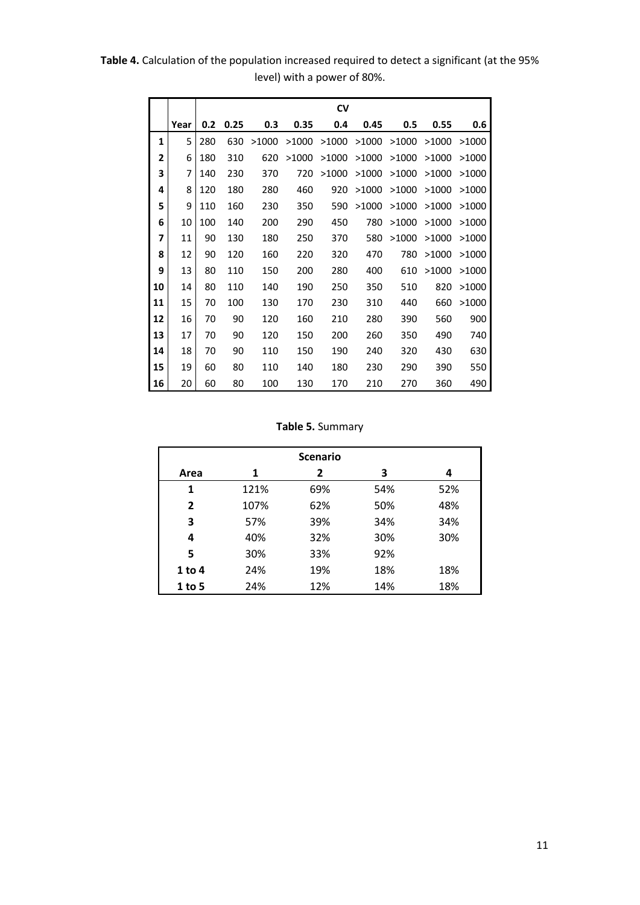**Table 4.** Calculation of the population increased required to detect a significant (at the 95% level) with a power of 80%.

| | | CV | | | | | | | | |
|---|---|---|---|---|---|---|---|---|---|---|
| | Year | 0.2 | 0.25 | 0.3 | 0.35 | 0.4 | 0.45 | 0.5 | 0.55 | 0.6 |
| 1 | 5 | 280 | 630 | >1000 | >1000 | >1000 | >1000 | >1000 | >1000 | >1000 |
| 2 | 6 | 180 | 310 | 620 | >1000 | >1000 | >1000 | >1000 | >1000 | >1000 |
| 3 | 7 | 140 | 230 | 370 | 720 | >1000 | >1000 | >1000 | >1000 | >1000 |
| 4 | 8 | 120 | 180 | 280 | 460 | 920 | >1000 | >1000 | >1000 | >1000 |
| 5 | 9 | 110 | 160 | 230 | 350 | 590 | >1000 | >1000 | >1000 | >1000 |
| 6 | 10 | 100 | 140 | 200 | 290 | 450 | 780 | >1000 | >1000 | >1000 |
| 7 | 11 | 90 | 130 | 180 | 250 | 370 | 580 | >1000 | >1000 | >1000 |
| 8 | 12 | 90 | 120 | 160 | 220 | 320 | 470 | 780 | >1000 | >1000 |
| 9 | 13 | 80 | 110 | 150 | 200 | 280 | 400 | 610 | >1000 | >1000 |
| 10 | 14 | 80 | 110 | 140 | 190 | 250 | 350 | 510 | 820 | >1000 |
| 11 | 15 | 70 | 100 | 130 | 170 | 230 | 310 | 440 | 660 | >1000 |
| 12 | 16 | 70 | 90 | 120 | 160 | 210 | 280 | 390 | 560 | 900 |
| 13 | 17 | 70 | 90 | 120 | 150 | 200 | 260 | 350 | 490 | 740 |
| 14 | 18 | 70 | 90 | 110 | 150 | 190 | 240 | 320 | 430 | 630 |
| 15 | 19 | 60 | 80 | 110 | 140 | 180 | 230 | 290 | 390 | 550 |
| 16 | 20 | 60 | 80 | 100 | 130 | 170 | 210 | 270 | 360 | 490 |

**Table 5.** Summary

| | Scenario | | | |
|---|---|---|---|---|
| Area | 1 | 2 | 3 | 4 |
| 1 | 121% | 69% | 54% | 52% |
| 2 | 107% | 62% | 50% | 48% |
| 3 | 57% | 39% | 34% | 34% |
| 4 | 40% | 32% | 30% | 30% |
| 5 | 30% | 33% | 92% | |
| 1 to 4 | 24% | 19% | 18% | 18% |
| 1 to 5 | 24% | 12% | 14% | 18% |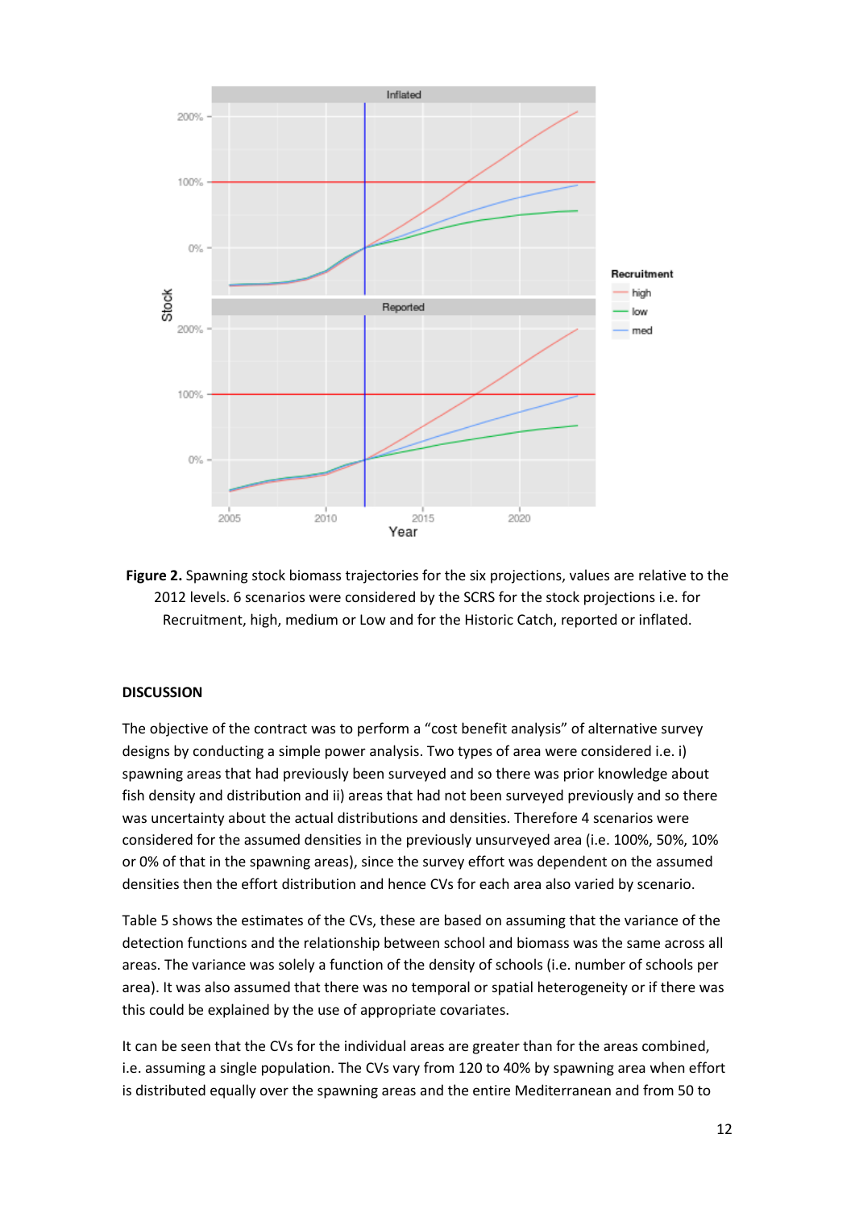**Figure 2.** Spawning stock biomass trajectories for the six projections, values are relative to the 2012 levels. 6 scenarios were considered by the SCRS for the stock projections i.e. for Recruitment, high, medium or Low and for the Historic Catch, reported or inflated.

**DISCUSSION**

The objective of the contract was to perform a "cost benefit analysis" of alternative survey designs by conducting a simple power analysis. Two types of area were considered i.e. i) spawning areas that had previously been surveyed and so there was prior knowledge about fish density and distribution and ii) areas that had not been surveyed previously and so there was uncertainty about the actual distributions and densities. Therefore 4 scenarios were considered for the assumed densities in the previously unsurveyed area (i.e. 100%, 50%, 10% or 0% of that in the spawning areas), since the survey effort was dependent on the assumed densities then the effort distribution and hence CVs for each area also varied by scenario.

Table 5 shows the estimates of the CVs, these are based on assuming that the variance of the detection functions and the relationship between school and biomass was the same across all areas. The variance was solely a function of the density of schools (i.e. number of schools per area). It was also assumed that there was no temporal or spatial heterogeneity or if there was this could be explained by the use of appropriate covariates.

It can be seen that the CVs for the individual areas are greater than for the areas combined, i.e. assuming a single population. The CVs vary from 120 to 40% by spawning area when effort is distributed equally over the spawning areas and the entire Mediterranean and from 50 to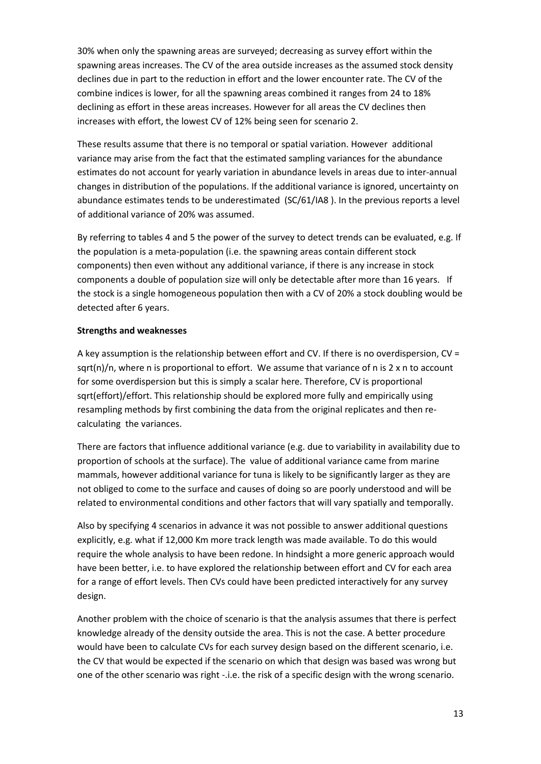30% when only the spawning areas are surveyed; decreasing as survey effort within the spawning areas increases. The CV of the area outside increases as the assumed stock density declines due in part to the reduction in effort and the lower encounter rate. The CV of the combine indices is lower, for all the spawning areas combined it ranges from 24 to 18% declining as effort in these areas increases. However for all areas the CV declines then increases with effort, the lowest CV of 12% being seen for scenario 2.

These results assume that there is no temporal or spatial variation. However additional variance may arise from the fact that the estimated sampling variances for the abundance estimates do not account for yearly variation in abundance levels in areas due to inter-annual changes in distribution of the populations. If the additional variance is ignored, uncertainty on abundance estimates tends to be underestimated (SC/61/IA8 ). In the previous reports a level of additional variance of 20% was assumed.

By referring to tables 4 and 5 the power of the survey to detect trends can be evaluated, e.g. If the population is a meta-population (i.e. the spawning areas contain different stock components) then even without any additional variance, if there is any increase in stock components a double of population size will only be detectable after more than 16 years. If the stock is a single homogeneous population then with a CV of 20% a stock doubling would be detected after 6 years.

**Strengths and weaknesses**

A key assumption is the relationship between effort and CV. If there is no overdispersion, CV = sqrt(n)/n, where n is proportional to effort. We assume that variance of n is 2 x n to account for some overdispersion but this is simply a scalar here. Therefore, CV is proportional sqrt(effort)/effort. This relationship should be explored more fully and empirically using resampling methods by first combining the data from the original replicates and then re-calculating the variances.

There are factors that influence additional variance (e.g. due to variability in availability due to proportion of schools at the surface). The value of additional variance came from marine mammals, however additional variance for tuna is likely to be significantly larger as they are not obliged to come to the surface and causes of doing so are poorly understood and will be related to environmental conditions and other factors that will vary spatially and temporally.

Also by specifying 4 scenarios in advance it was not possible to answer additional questions explicitly, e.g. what if 12,000 Km more track length was made available. To do this would require the whole analysis to have been redone. In hindsight a more generic approach would have been better, i.e. to have explored the relationship between effort and CV for each area for a range of effort levels. Then CVs could have been predicted interactively for any survey design.

Another problem with the choice of scenario is that the analysis assumes that there is perfect knowledge already of the density outside the area. This is not the case. A better procedure would have been to calculate CVs for each survey design based on the different scenario, i.e. the CV that would be expected if the scenario on which that design was based was wrong but one of the other scenario was right -.i.e. the risk of a specific design with the wrong scenario.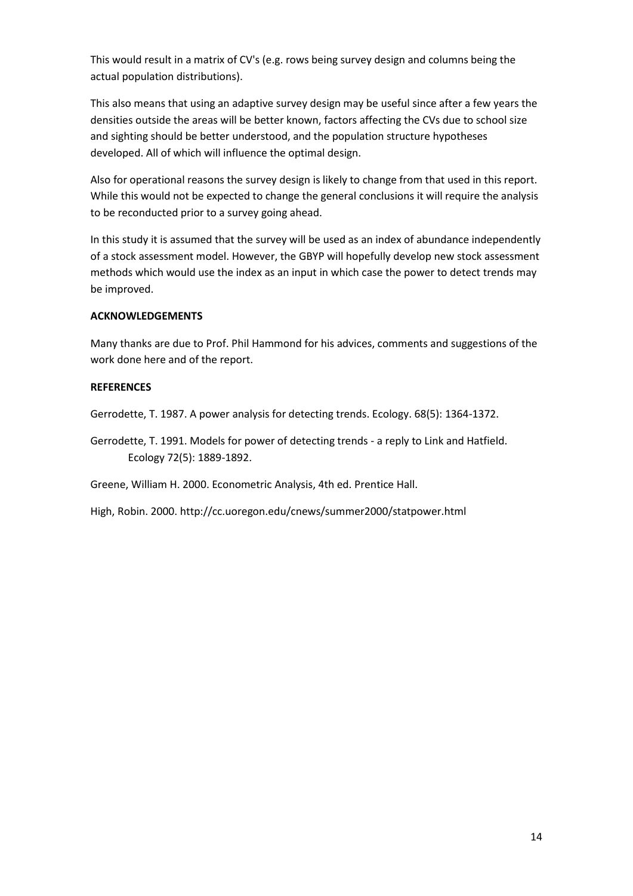This would result in a matrix of CV's (e.g. rows being survey design and columns being the actual population distributions).

This also means that using an adaptive survey design may be useful since after a few years the densities outside the areas will be better known, factors affecting the CVs due to school size and sighting should be better understood, and the population structure hypotheses developed. All of which will influence the optimal design.

Also for operational reasons the survey design is likely to change from that used in this report. While this would not be expected to change the general conclusions it will require the analysis to be reconducted prior to a survey going ahead.

In this study it is assumed that the survey will be used as an index of abundance independently of a stock assessment model. However, the GBYP will hopefully develop new stock assessment methods which would use the index as an input in which case the power to detect trends may be improved.

**ACKNOWLEDGEMENTS**

Many thanks are due to Prof. Phil Hammond for his advices, comments and suggestions of the work done here and of the report.

**REFERENCES**

Gerrodette, T. 1987. A power analysis for detecting trends. Ecology. 68(5): 1364-1372.

Gerrodette, T. 1991. Models for power of detecting trends - a reply to Link and Hatfield. Ecology 72(5): 1889-1892.

Greene, William H. 2000. Econometric Analysis, 4th ed. Prentice Hall.

High, Robin. 2000. http://cc.uoregon.edu/cnews/summer2000/statpower.html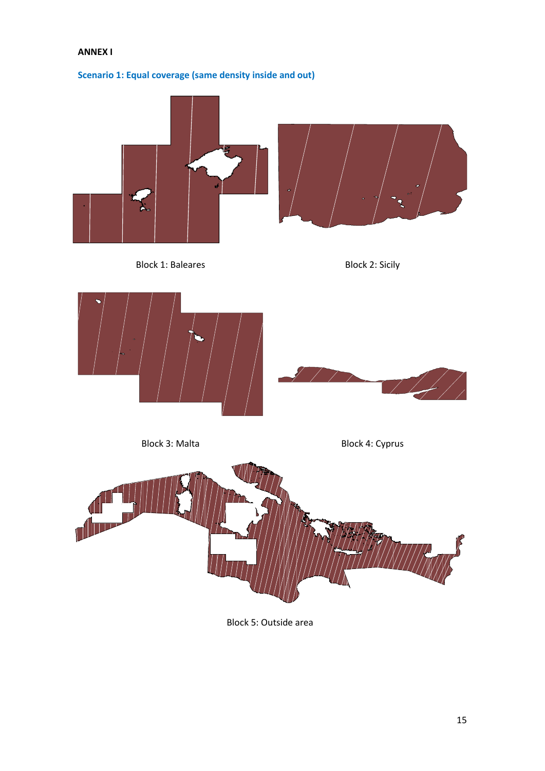**ANNEX I**

## Scenario 1: Equal coverage (same density inside and out)

Block 1: Baleares

Block 2: Sicily

Block 3: Malta

Block 4: Cyprus

Block 5: Outside area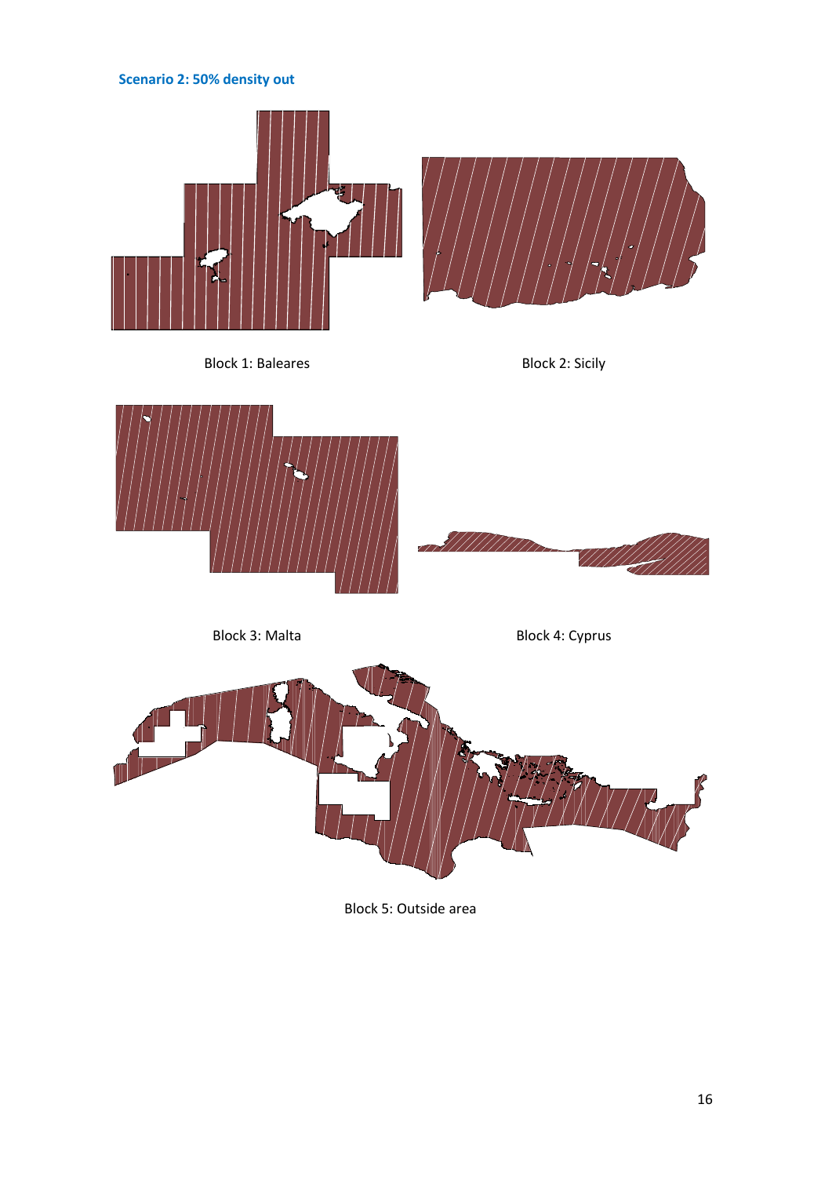### Scenario 2: 50% density out

Block 1: Baleares

Block 2: Sicily

Block 3: Malta

Block 4: Cyprus

Block 5: Outside area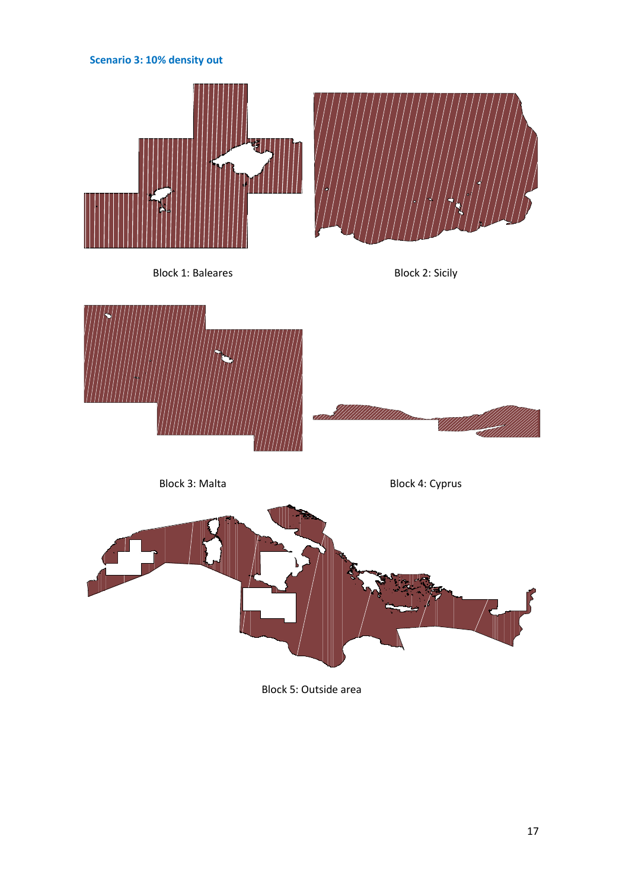### Scenario 3: 10% density out

Block 1: Baleares

Block 2: Sicily

Block 3: Malta

Block 4: Cyprus

Block 5: Outside area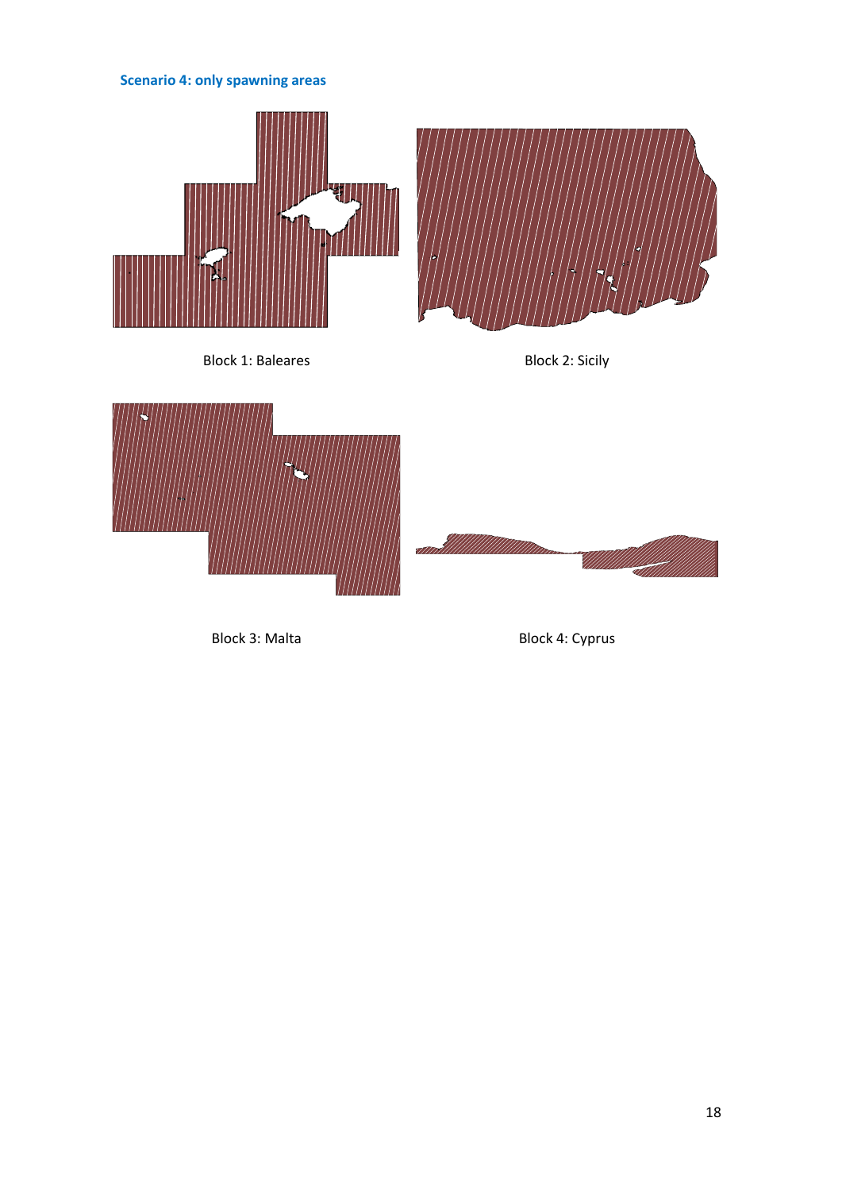### Scenario 4: only spawning areas

Block 1: Baleares

Block 2: Sicily

Block 3: Malta

Block 4: Cyprus